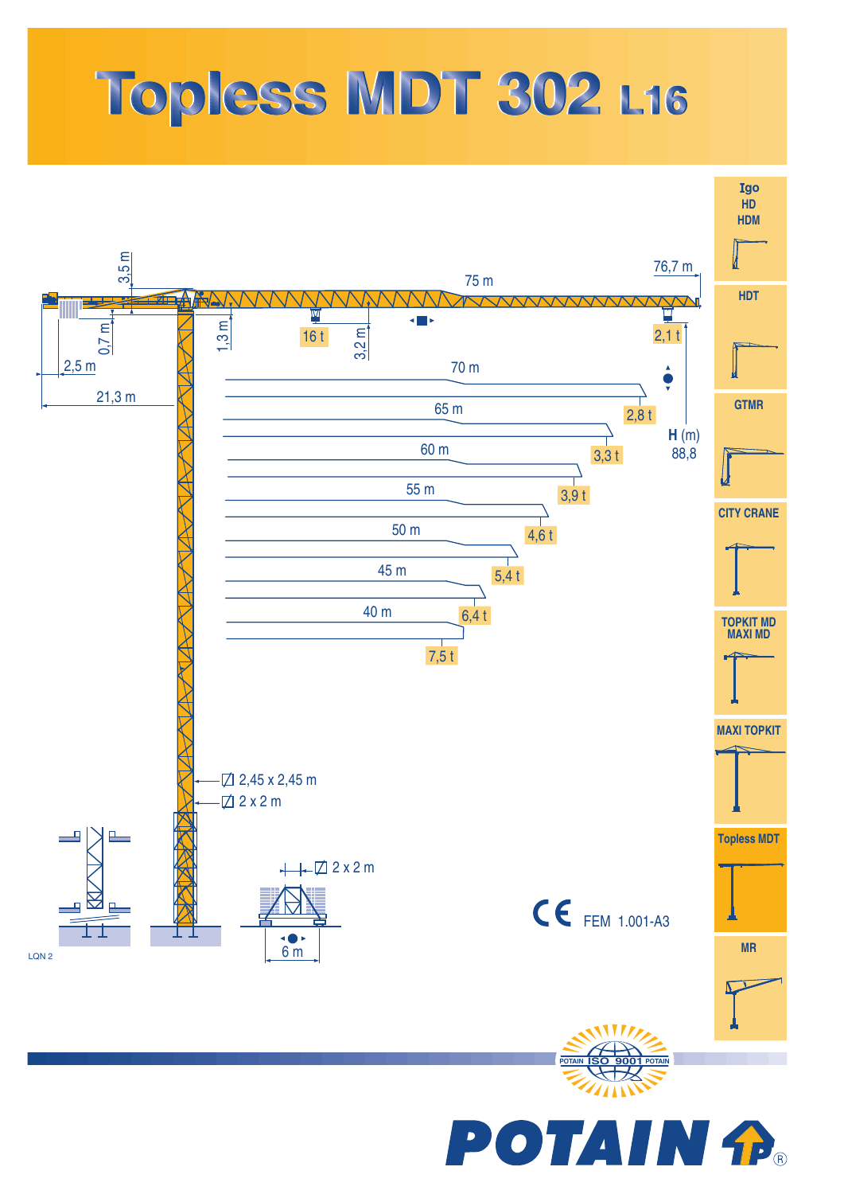# Topless MDT 302 L16

3,5 m

75 m

76,7 m

0,7 m

1,3 m

16 t

3,2 m

2,1 t

2,5 m

21,3 m

| Jib length | Tip load |
|---|---|
| 75 m | 2,1 t |
| 70 m | 2,8 t |
| 65 m | 3,3 t |
| 60 m | 3,9 t |
| 55 m | 4,6 t |
| 50 m | 5,4 t |
| 45 m | 6,4 t |
| 40 m | 7,5 t |

**H** (m)
88,8

2,45 x 2,45 m

2 x 2 m

2 x 2 m

6 m

CE FEM 1.001-A3

LQN 2

- Igo HD HDM
- HDT
- GTMR
- CITY CRANE
- TOPKIT MD MAXI MD
- MAXI TOPKIT
- Topless MDT
- MR

POTAIN ISO 9001 POTAIN

POTAIN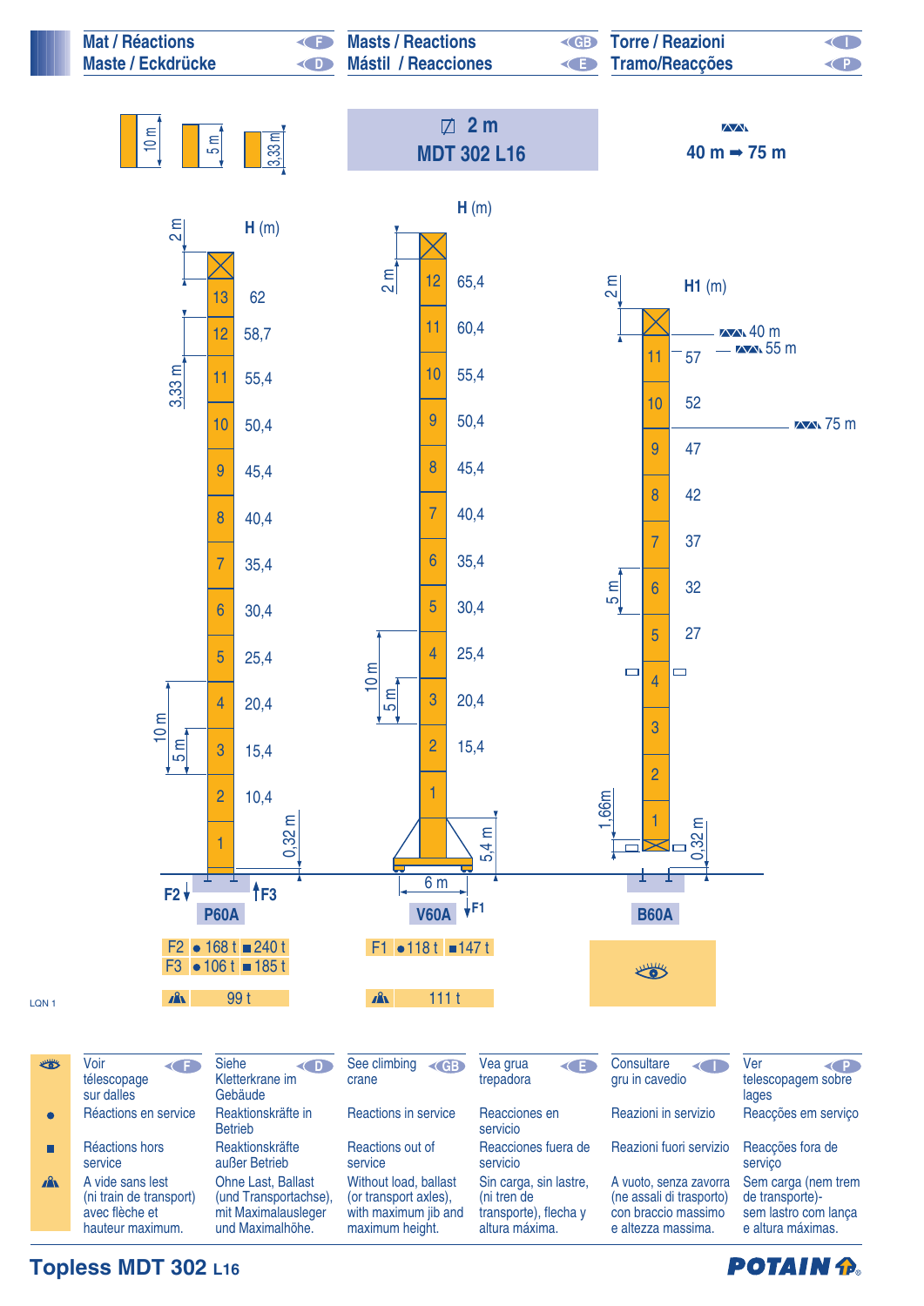# Mat / Réactions (F) — Maste / Eckdrücke (D) — Masts / Reactions (GB) — Mástil / Reacciones (E) — Torre / Reazioni (I) — Tramo/Reacções (P)

10 m — 5 m — 3,33 m

## ◸ 2 m MDT 302 L16

40 m ➡ 75 m

### P60A

| Section | H (m) |
|---|---|
| 13 | 62 |
| 12 | 58,7 |
| 11 | 55,4 |
| 10 | 50,4 |
| 9 | 45,4 |
| 8 | 40,4 |
| 7 | 35,4 |
| 6 | 30,4 |
| 5 | 25,4 |
| 4 | 20,4 |
| 3 | 15,4 |
| 2 | 10,4 |
| 1 | |

2 m — 3,33 m — 10 m — 5 m — 0,32 m — F2 — F3

| | ● | ■ |
|---|---|---|
| F2 | 168 t | 240 t |
| F3 | 106 t | 185 t |

⛰ 99 t

### V60A

| Section | H (m) |
|---|---|
| 12 | 65,4 |
| 11 | 60,4 |
| 10 | 55,4 |
| 9 | 50,4 |
| 8 | 45,4 |
| 7 | 40,4 |
| 6 | 35,4 |
| 5 | 30,4 |
| 4 | 25,4 |
| 3 | 20,4 |
| 2 | 15,4 |
| 1 | |

2 m — 10 m — 5 m — 5,4 m — 6 m — F1

| | ● | ■ |
|---|---|---|
| F1 | 118 t | 147 t |

⛰ 111 t

### B60A

| Section | H1 (m) |
|---|---|
| 11 | 57 |
| 10 | 52 |
| 9 | 47 |
| 8 | 42 |
| 7 | 37 |
| 6 | 32 |
| 5 | 27 |
| 4 | |
| 3 | |
| 2 | |
| 1 | |

2 m — 5 m — 1,66m — 0,32 m — 40 m — 55 m — 75 m

👁

LQN 1

| | F | D | GB | E | I | P |
|---|---|---|---|---|---|---|
| 👁 | Voir télescopage sur dalles | Siehe Kletterkrane im Gebäude | See climbing crane | Vea grua trepadora | Consultare gru in cavedio | Ver telescopagem sobre lages |
| ● | Réactions en service | Reaktionskräfte in Betrieb | Reactions in service | Reacciones en servicio | Reazioni in servizio | Reacções em serviço |
| ■ | Réactions hors service | Reaktionskräfte außer Betrieb | Reactions out of service | Reacciones fuera de servicio | Reazioni fuori servizio | Reacções fora de serviço |
| ⛰ | A vide sans lest (ni train de transport) avec flèche et hauteur maximum. | Ohne Last, Ballast (und Transportachse), mit Maximalausleger und Maximalhöhe. | Without load, ballast (or transport axles), with maximum jib and maximum height. | Sin carga, sin lastre, (ni tren de transporte), flecha y altura máxima. | A vuoto, senza zavorra (ne assali di trasporto) con braccio massimo e altezza massima. | Sem carga (nem trem de transporte)- sem lastro com lança e altura máximas. |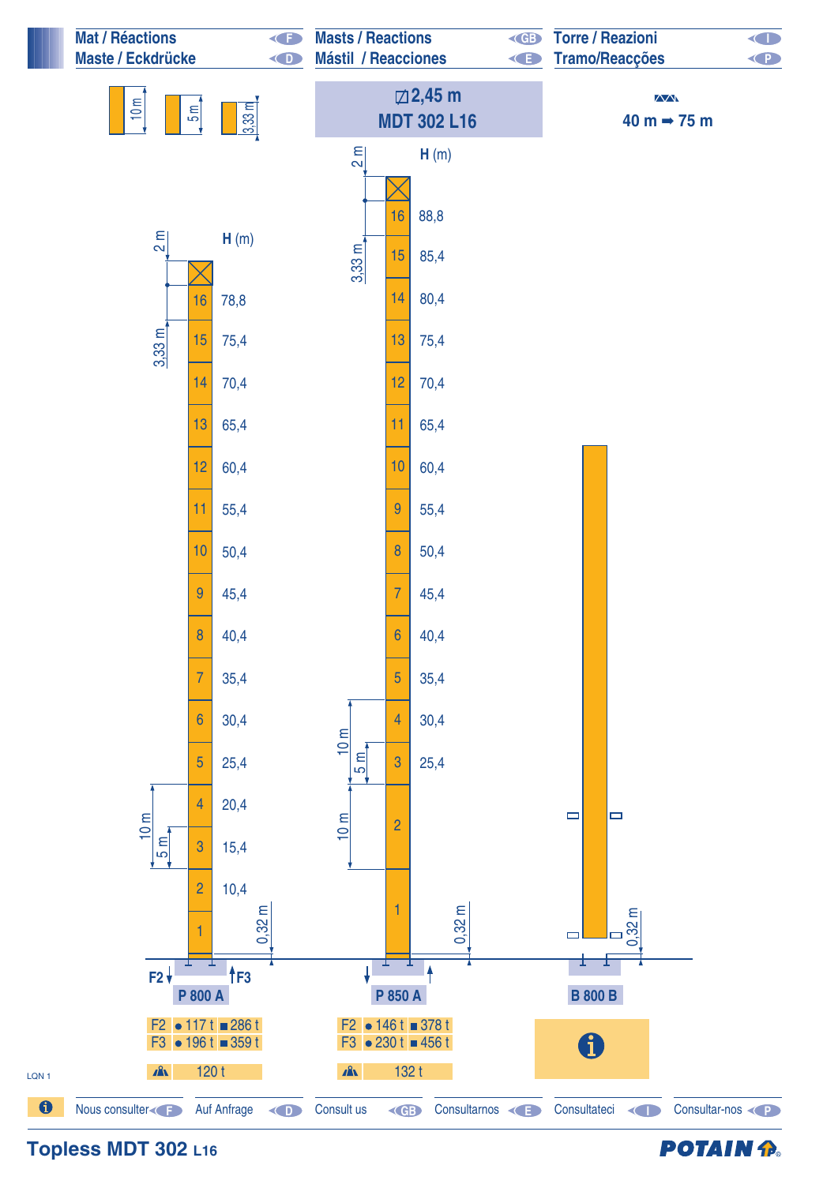| | | |
|---|---|---|
| Mat / Réactions (F) | Masts / Reactions (GB) | Torre / Reazioni (I) |
| Maste / Eckdrücke (D) | Mástil / Reacciones (E) | Tramo/Reacções (P) |

10 m — 5 m — 3,33 m

**⊠ 2,45 m**
**MDT 302 L16**

**40 m ➡ 75 m**

**P 800 A**

| Section | H (m) |
|---|---|
| 16 | 78,8 |
| 15 | 75,4 |
| 14 | 70,4 |
| 13 | 65,4 |
| 12 | 60,4 |
| 11 | 55,4 |
| 10 | 50,4 |
| 9 | 45,4 |
| 8 | 40,4 |
| 7 | 35,4 |
| 6 | 30,4 |
| 5 | 25,4 |
| 4 | 20,4 |
| 3 | 15,4 |
| 2 | 10,4 |
| 1 | |

2 m; 3,33 m; 10 m; 5 m; 0,32 m

| | ● | ■ |
|---|---|---|
| F2 | 117 t | 286 t |
| F3 | 196 t | 359 t |
| ⛰ | 120 t | |

**P 850 A**

| Section | H (m) |
|---|---|
| 16 | 88,8 |
| 15 | 85,4 |
| 14 | 80,4 |
| 13 | 75,4 |
| 12 | 70,4 |
| 11 | 65,4 |
| 10 | 60,4 |
| 9 | 55,4 |
| 8 | 50,4 |
| 7 | 45,4 |
| 6 | 40,4 |
| 5 | 35,4 |
| 4 | 30,4 |
| 3 | 25,4 |
| 2 | |
| 1 | |

2 m; 3,33 m; 10 m; 5 m; 10 m; 0,32 m

| | ● | ■ |
|---|---|---|
| F2 | 146 t | 378 t |
| F3 | 230 t | 456 t |
| ⛰ | 132 t | |

**B 800 B**

0,32 m

ℹ

LQN 1

ℹ Nous consulter (F) — Auf Anfrage (D) — Consult us (GB) — Consultarnos (E) — Consultateci (I) — Consultar-nos (P)

**Topless MDT 302 L16**

POTAIN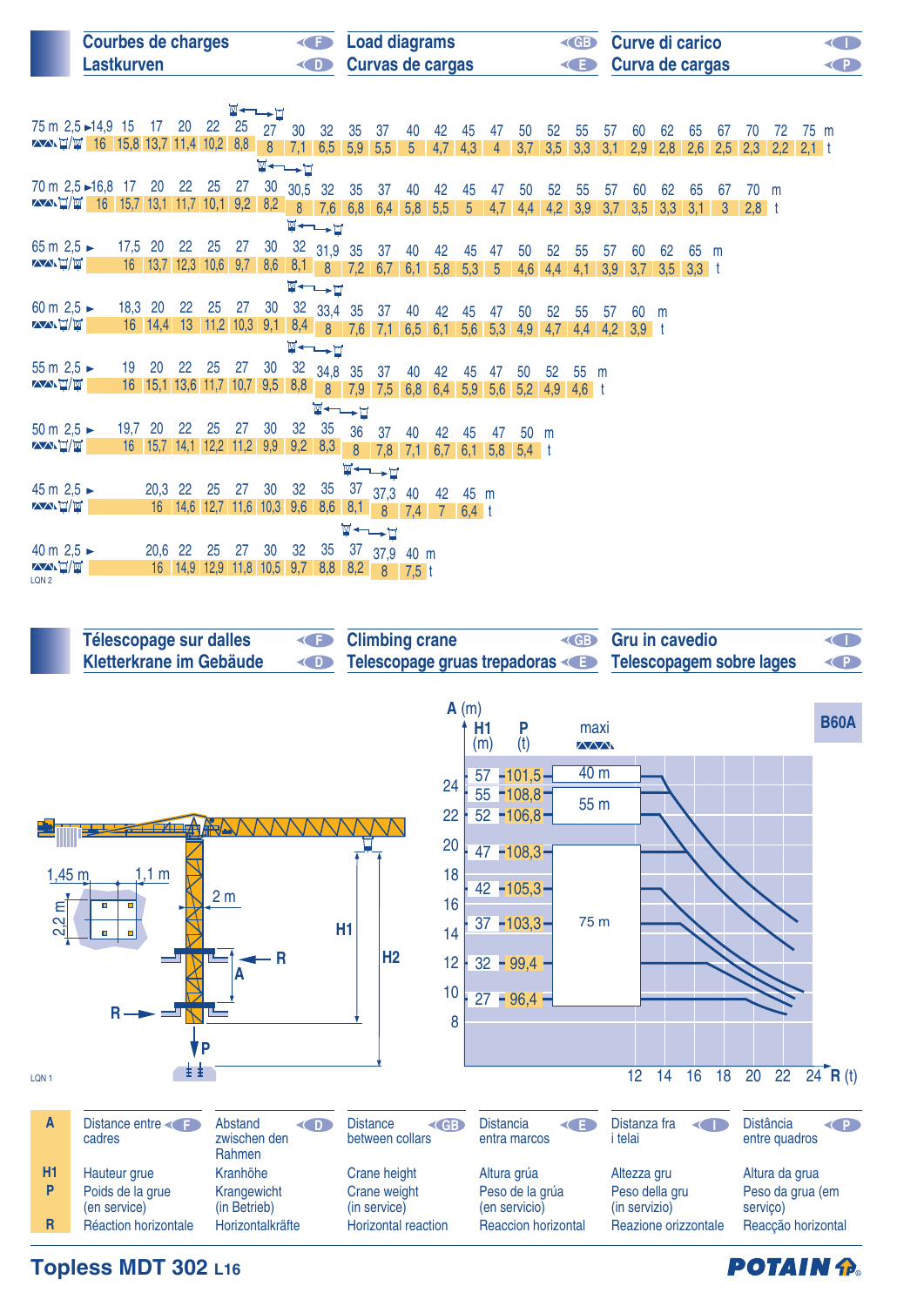## Courbes de charges (F) / Load diagrams (GB) / Curve di carico (I)
## Lastkurven (D) / Curvas de cargas (E) / Curva de cargas (P)

**75 m**

| m | 2,5 ► 14,9 | 15 | 17 | 20 | 22 | 25 | 27 | 30 | 32 | 35 | 37 | 40 | 42 | 45 | 47 | 50 | 52 | 55 | 57 | 60 | 62 | 65 | 67 | 70 | 72 | 75 |
|---|---|---|---|---|---|---|---|---|---|---|---|---|---|---|---|---|---|---|---|---|---|---|---|---|---|---|
| t | 16 | 15,8 | 13,7 | 11,4 | 10,2 | 8,8 | 8 | 7,1 | 6,5 | 5,9 | 5,5 | 5 | 4,7 | 4,3 | 4 | 3,7 | 3,5 | 3,3 | 3,1 | 2,9 | 2,8 | 2,6 | 2,5 | 2,3 | 2,2 | 2,1 |

**70 m**

| m | 2,5 ► 16,8 | 17 | 20 | 22 | 25 | 27 | 30 | 30,5 | 32 | 35 | 37 | 40 | 42 | 45 | 47 | 50 | 52 | 55 | 57 | 60 | 62 | 65 | 67 | 70 |
|---|---|---|---|---|---|---|---|---|---|---|---|---|---|---|---|---|---|---|---|---|---|---|---|---|
| t | 16 | 15,7 | 13,1 | 11,7 | 10,1 | 9,2 | 8,2 | 8 | 7,6 | 6,8 | 6,4 | 5,8 | 5,5 | 5 | 4,7 | 4,4 | 4,2 | 3,9 | 3,7 | 3,5 | 3,3 | 3,1 | 3 | 2,8 |

**65 m**

| m | 2,5 ► 17,5 | 20 | 22 | 25 | 27 | 30 | 32 | 31,9 | 35 | 37 | 40 | 42 | 45 | 47 | 50 | 52 | 55 | 57 | 60 | 62 | 65 |
|---|---|---|---|---|---|---|---|---|---|---|---|---|---|---|---|---|---|---|---|---|---|
| t | 16 | 13,7 | 12,3 | 10,6 | 9,7 | 8,6 | 8,1 | 8 | 7,2 | 6,7 | 6,1 | 5,8 | 5,3 | 5 | 4,6 | 4,4 | 4,1 | 3,9 | 3,7 | 3,5 | 3,3 |

**60 m**

| m | 2,5 ► 18,3 | 20 | 22 | 25 | 27 | 30 | 32 | 33,4 | 35 | 37 | 40 | 42 | 45 | 47 | 50 | 52 | 55 | 57 | 60 |
|---|---|---|---|---|---|---|---|---|---|---|---|---|---|---|---|---|---|---|---|
| t | 16 | 14,4 | 13 | 11,2 | 10,3 | 9,1 | 8,4 | 8 | 7,6 | 7,1 | 6,5 | 6,1 | 5,6 | 5,3 | 4,9 | 4,7 | 4,4 | 4,2 | 3,9 |

**55 m**

| m | 2,5 ► 19 | 20 | 22 | 25 | 27 | 30 | 32 | 34,8 | 35 | 37 | 40 | 42 | 45 | 47 | 50 | 52 | 55 |
|---|---|---|---|---|---|---|---|---|---|---|---|---|---|---|---|---|---|
| t | 16 | 15,1 | 13,6 | 11,7 | 10,7 | 9,5 | 8,8 | 8 | 7,9 | 7,5 | 6,8 | 6,4 | 5,9 | 5,6 | 5,2 | 4,9 | 4,6 |

**50 m**

| m | 2,5 ► 19,7 | 20 | 22 | 25 | 27 | 30 | 32 | 35 | 36 | 37 | 40 | 42 | 45 | 47 | 50 |
|---|---|---|---|---|---|---|---|---|---|---|---|---|---|---|---|
| t | 16 | 15,7 | 14,1 | 12,2 | 11,2 | 9,9 | 9,2 | 8,3 | 8 | 7,8 | 7,1 | 6,7 | 6,1 | 5,8 | 5,4 |

**45 m**

| m | 2,5 ► 20,3 | 22 | 25 | 27 | 30 | 32 | 35 | 37 | 37,3 | 40 | 42 | 45 |
|---|---|---|---|---|---|---|---|---|---|---|---|---|
| t | 16 | 14,6 | 12,7 | 11,6 | 10,3 | 9,6 | 8,6 | 8,1 | 8 | 7,4 | 7 | 6,4 |

**40 m**

| m | 2,5 ► 20,6 | 22 | 25 | 27 | 30 | 32 | 35 | 37 | 37,9 | 40 |
|---|---|---|---|---|---|---|---|---|---|---|
| t | 16 | 14,9 | 12,9 | 11,8 | 10,5 | 9,7 | 8,8 | 8,2 | 8 | 7,5 |

LQN 2

## Télescopage sur dalles (F) / Climbing crane (GB) / Gru in cavedio (I)
## Kletterkrane im Gebäude (D) / Telescopage gruas trepadoras (E) / Telescopagem sobre lages (P)

**B60A**

1,45 m — 1,1 m — 2,2 m — 2 m — H1 — H2 — A — R — P

| H1 (m) | P (t) | maxi |
|---|---|---|
| 57 | 101,5 | 40 m |
| 55 | 108,8 | 55 m |
| 52 | 106,8 | 55 m |
| 47 | 108,3 | 75 m |
| 42 | 105,3 | 75 m |
| 37 | 103,3 | 75 m |
| 32 | 99,4 | 75 m |
| 27 | 96,4 | 75 m |

A (m): 8 – 24; R (t): 12 – 24

LQN 1

| | F | D | GB | E | I | P |
|---|---|---|---|---|---|---|
| **A** | Distance entre cadres | Abstand zwischen den Rahmen | Distance between collars | Distancia entra marcos | Distanza fra i telai | Distância entre quadros |
| **H1** | Hauteur grue | Kranhöhe | Crane height | Altura grúa | Altezza gru | Altura da grua |
| **P** | Poids de la grue (en service) | Krangewicht (in Betrieb) | Crane weight (in service) | Peso de la grúa (en servicio) | Peso della gru (in servizio) | Peso da grua (em serviço) |
| **R** | Réaction horizontale | Horizontalkräfte | Horizontal reaction | Reaccion horizontal | Reazione orizzontale | Reacção horizontal |

**Topless MDT 302 L16**

POTAIN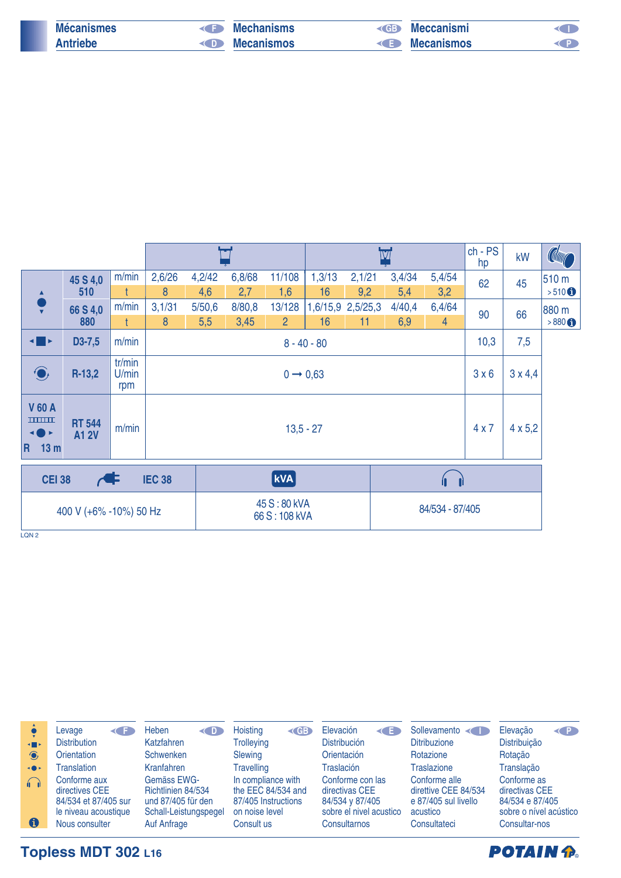# Mécanismes (F) / Antriebe (D) / Mechanisms (GB) / Mecanismos (E) / Meccanismi (I) / Mecanismos (P)

| | | | (2 brins) | | | | (4 brins) | | | | ch - PS hp | kW | |
|---|---|---|---|---|---|---|---|---|---|---|---|---|---|
| ▲●▼ | 45 S 4,0 510 | m/min | 2,6/26 | 4,2/42 | 6,8/68 | 11/108 | 1,3/13 | 2,1/21 | 3,4/34 | 5,4/54 | 62 | 45 | 510 m > 510 ℹ |
| | | t | 8 | 4,6 | 2,7 | 1,6 | 16 | 9,2 | 5,4 | 3,2 | | | |
| | 66 S 4,0 880 | m/min | 3,1/31 | 5/50,6 | 8/80,8 | 13/128 | 1,6/15,9 | 2,5/25,3 | 4/40,4 | 6,4/64 | 90 | 66 | 880 m > 880 ℹ |
| | | t | 8 | 5,5 | 3,45 | 2 | 16 | 11 | 6,9 | 4 | | | |
| ◄■► | D3-7,5 | m/min | 8 - 40 - 80 | | | | | | | | 10,3 | 7,5 | |
| (rotation) | R-13,2 | tr/min U/min rpm | 0 ➞ 0,63 | | | | | | | | 3 x 6 | 3 x 4,4 | |
| V 60 A ◄●► R 13 m | RT 544 A1 2V | m/min | 13,5 - 27 | | | | | | | | 4 x 7 | 4 x 5,2 | |

| CEI 38 / IEC 38 | kVA | (acoustique) |
|---|---|---|
| 400 V (+6% -10%) 50 Hz | 45 S : 80 kVA<br>66 S : 108 kVA | 84/534 - 87/405 |

LQN 2

| | F | D | GB | E | I | P |
|---|---|---|---|---|---|---|
| ▲●▼ | Levage | Heben | Hoisting | Elevación | Sollevamento | Elevação |
| ◄■► | Distribution | Katzfahren | Trolleying | Distribución | Distribuzione | Distribuição |
| (rotation) | Orientation | Schwenken | Slewing | Orientación | Rotazione | Rotação |
| ◄●► | Translation | Kranfahren | Travelling | Traslación | Traslazione | Translação |
| (acoustique) | Conforme aux directives CEE 84/534 et 87/405 sur le niveau acoustique | Gemäss EWG-Richtlinien 84/534 und 87/405 für den Schall-Leistungspegel | In compliance with the EEC 84/534 and 87/405 Instructions on noise level | Conforme con las directivas CEE 84/534 y 87/405 sobre el nivel acustico | Conforme alle direttive CEE 84/534 e 87/405 sul livello acustico | Conforme as directivas CEE 84/534 e 87/405 sobre o nível acústico |
| ℹ | Nous consulter | Auf Anfrage | Consult us | Consultarnos | Consultateci | Consultar-nos |

**Topless MDT 302** L16

**POTAIN**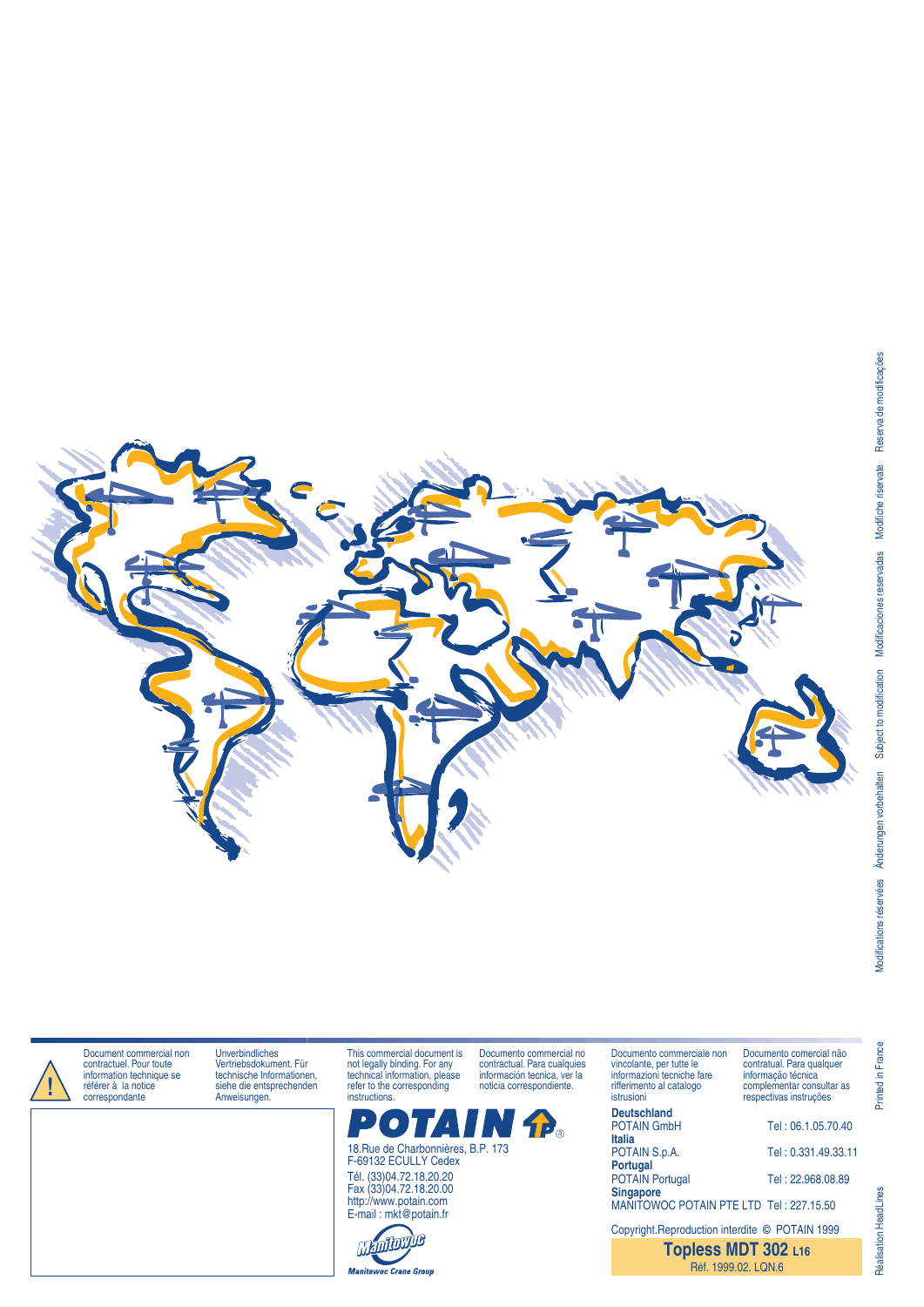Modifications réservées   Änderungen vorbehalten   Subject to modification   Modificaciones reservadas   Modifiche riservate   Reserva de modificações

!

Document commercial non contractuel. Pour toute information technique se référer à la notice correspondante

Unverbindliches Vertriebsdokument. Für technische Informationen, siehe die entsprechenden Anweisungen.

This commercial document is not legally binding. For any technical information, please refer to the corresponding instructions.

Documento commercial no contractual. Para cualquies información tecnica, ver la noticia correspondiente.

Documento commerciale non vincolante, per tutte le informazioni tecniche fare rifferimento al catalogo istrusioni

Documento comercial não contratual. Para qualquer informação técnica complementar consultar as respectivas instruções

**POTAIN**

18.Rue de Charbonnières, B.P. 173
F-69132 ECULLY Cedex
Tél. (33)04.72.18.20.20
Fax (33)04.72.18.20.00
http://www.potain.com
E-mail : mkt@potain.fr

Manitowoc Crane Group

**Deutschland**
POTAIN GmbH Tel : 06.1.05.70.40
**Italia**
POTAIN S.p.A. Tel : 0.331.49.33.11
**Portugal**
POTAIN Portugal Tel : 22.968.08.89
**Singapore**
MANITOWOC POTAIN PTE LTD Tel : 227.15.50

Copyright.Reproduction interdite © POTAIN 1999

**Topless MDT 302 L16**
Réf. 1999.02. LQN.6

Printed in France

Réalisation HeadLines